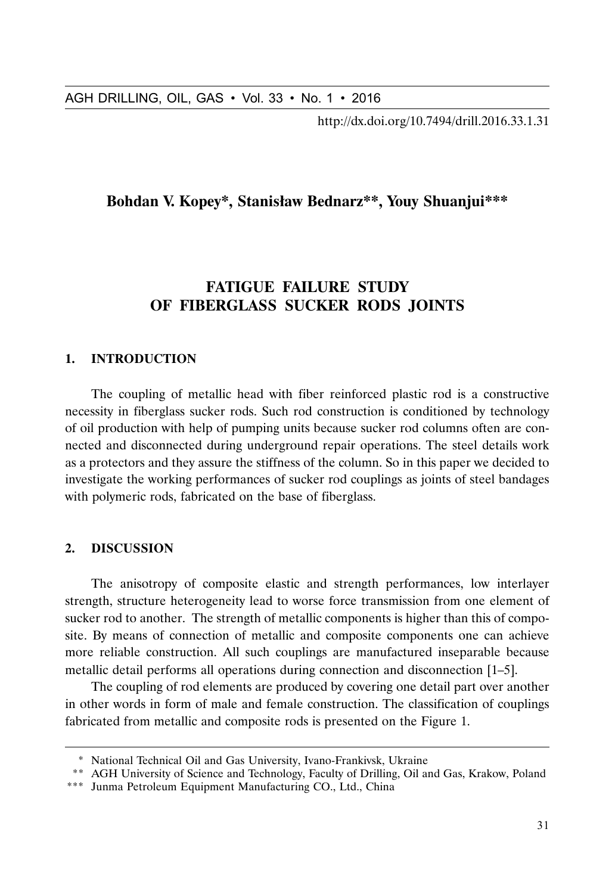http://dx.doi.org/10.7494/drill.2016.33.1.31

**Bohdan V. Kopey\*, Stanisław Bednarz\*\*, Youy Shuanjui\*\*\***

# FATIGUE FAILURE STUDY OF FIBERGLASS SUCKER RODS JOINTS

## 1. INTRODUCTION

The coupling of metallic head with fiber reinforced plastic rod is a constructive necessity in fiberglass sucker rods. Such rod construction is conditioned by technology of oil production with help of pumping units because sucker rod columns often are connected and disconnected during underground repair operations. The steel details work as a protectors and they assure the stiffness of the column. So in this paper we decided to investigate the working performances of sucker rod couplings as joints of steel bandages with polymeric rods, fabricated on the base of fiberglass.

## 2. DISCUSSION

The anisotropy of composite elastic and strength performances, low interlayer strength, structure heterogeneity lead to worse force transmission from one element of sucker rod to another. The strength of metallic components is higher than this of composite. By means of connection of metallic and composite components one can achieve more reliable construction. All such couplings are manufactured inseparable because metallic detail performs all operations during connection and disconnection [1–5].

The coupling of rod elements are produced by covering one detail part over another in other words in form of male and female construction. The classification of couplings fabricated from metallic and composite rods is presented on the Figure 1.

---

\* National Technical Oil and Gas University, Ivano-Frankivsk, Ukraine

\*\* AGH University of Science and Technology, Faculty of Drilling, Oil and Gas, Krakow, Poland

\*\*\* Junma Petroleum Equipment Manufacturing CO., Ltd., China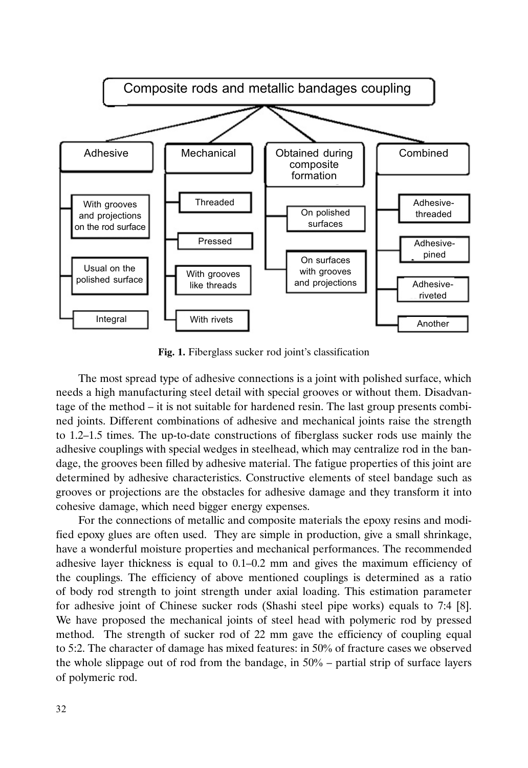- **Composite rods and metallic bandages coupling**
  - Adhesive
    - With grooves and projections on the rod surface
    - Usual on the polished surface
    - Integral
  - Mechanical
    - Threaded
    - Pressed
    - With grooves like threads
    - With rivets
  - Obtained during composite formation
    - On polished surfaces
    - On surfaces with grooves and projections
  - Combined
    - Adhesive-threaded
    - Adhesive-pined
    - Adhesive-riveted
    - Another

**Fig. 1.** Fiberglass sucker rod joint's classification

The most spread type of adhesive connections is a joint with polished surface, which needs a high manufacturing steel detail with special grooves or without them. Disadvantage of the method – it is not suitable for hardened resin. The last group presents combined joints. Different combinations of adhesive and mechanical joints raise the strength to 1.2–1.5 times. The up-to-date constructions of fiberglass sucker rods use mainly the adhesive couplings with special wedges in steelhead, which may centralize rod in the bandage, the grooves been filled by adhesive material. The fatigue properties of this joint are determined by adhesive characteristics. Constructive elements of steel bandage such as grooves or projections are the obstacles for adhesive damage and they transform it into cohesive damage, which need bigger energy expenses.

For the connections of metallic and composite materials the epoxy resins and modified epoxy glues are often used. They are simple in production, give a small shrinkage, have a wonderful moisture properties and mechanical performances. The recommended adhesive layer thickness is equal to 0.1–0.2 mm and gives the maximum efficiency of the couplings. The efficiency of above mentioned couplings is determined as a ratio of body rod strength to joint strength under axial loading. This estimation parameter for adhesive joint of Chinese sucker rods (Shashi steel pipe works) equals to 7:4 [8]. We have proposed the mechanical joints of steel head with polymeric rod by pressed method. The strength of sucker rod of 22 mm gave the efficiency of coupling equal to 5:2. The character of damage has mixed features: in 50% of fracture cases we observed the whole slippage out of rod from the bandage, in 50% – partial strip of surface layers of polymeric rod.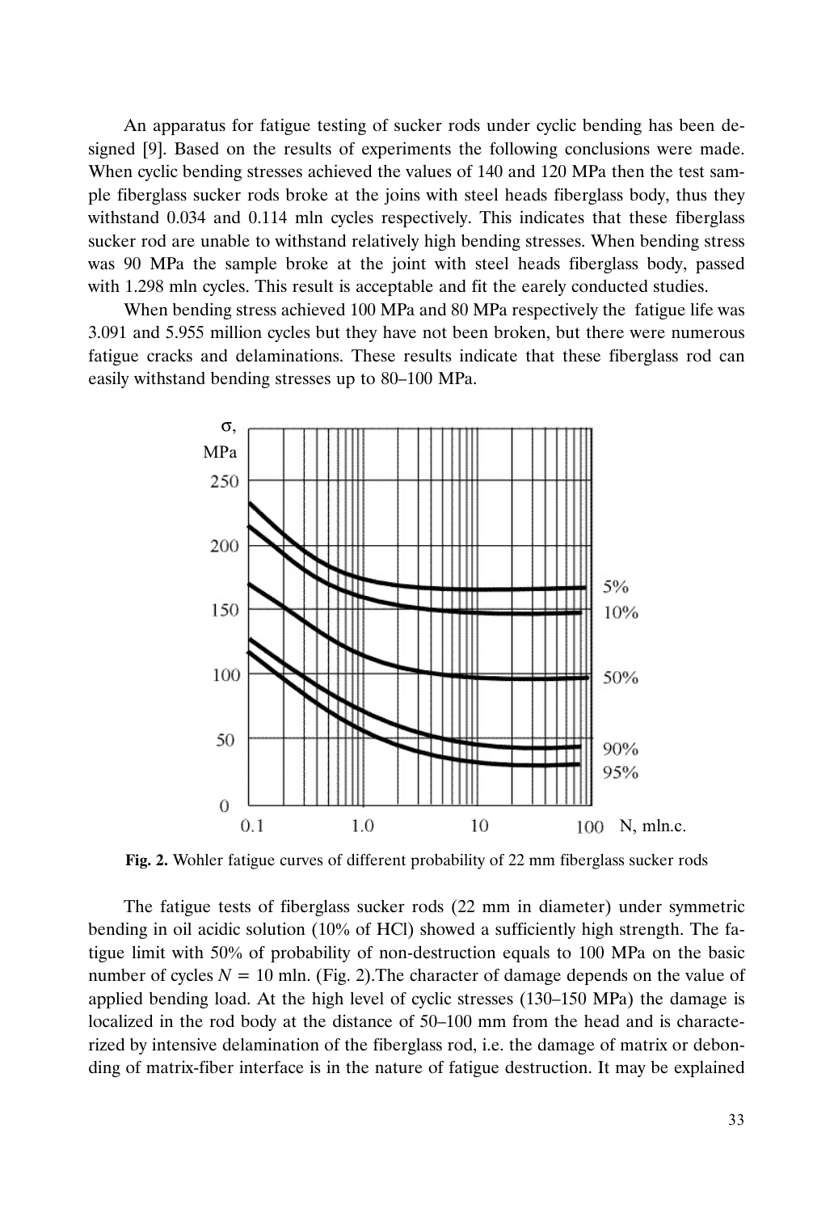An apparatus for fatigue testing of sucker rods under cyclic bending has been designed [9]. Based on the results of experiments the following conclusions were made. When cyclic bending stresses achieved the values of 140 and 120 MPa then the test sample fiberglass sucker rods broke at the joins with steel heads fiberglass body, thus they withstand 0.034 and 0.114 mln cycles respectively. This indicates that these fiberglass sucker rod are unable to withstand relatively high bending stresses. When bending stress was 90 MPa the sample broke at the joint with steel heads fiberglass body, passed with 1.298 mln cycles. This result is acceptable and fit the earely conducted studies.

When bending stress achieved 100 MPa and 80 MPa respectively the fatigue life was 3.091 and 5.955 million cycles but they have not been broken, but there were numerous fatigue cracks and delaminations. These results indicate that these fiberglass rod can easily withstand bending stresses up to 80–100 MPa.

**Fig. 2.** Wohler fatigue curves of different probability of 22 mm fiberglass sucker rods

The fatigue tests of fiberglass sucker rods (22 mm in diameter) under symmetric bending in oil acidic solution (10% of HCl) showed a sufficiently high strength. The fatigue limit with 50% of probability of non-destruction equals to 100 MPa on the basic number of cycles $N = 10$ mln. (Fig. 2).The character of damage depends on the value of applied bending load. At the high level of cyclic stresses (130–150 MPa) the damage is localized in the rod body at the distance of 50–100 mm from the head and is characterized by intensive delamination of the fiberglass rod, i.e. the damage of matrix or debonding of matrix-fiber interface is in the nature of fatigue destruction. It may be explained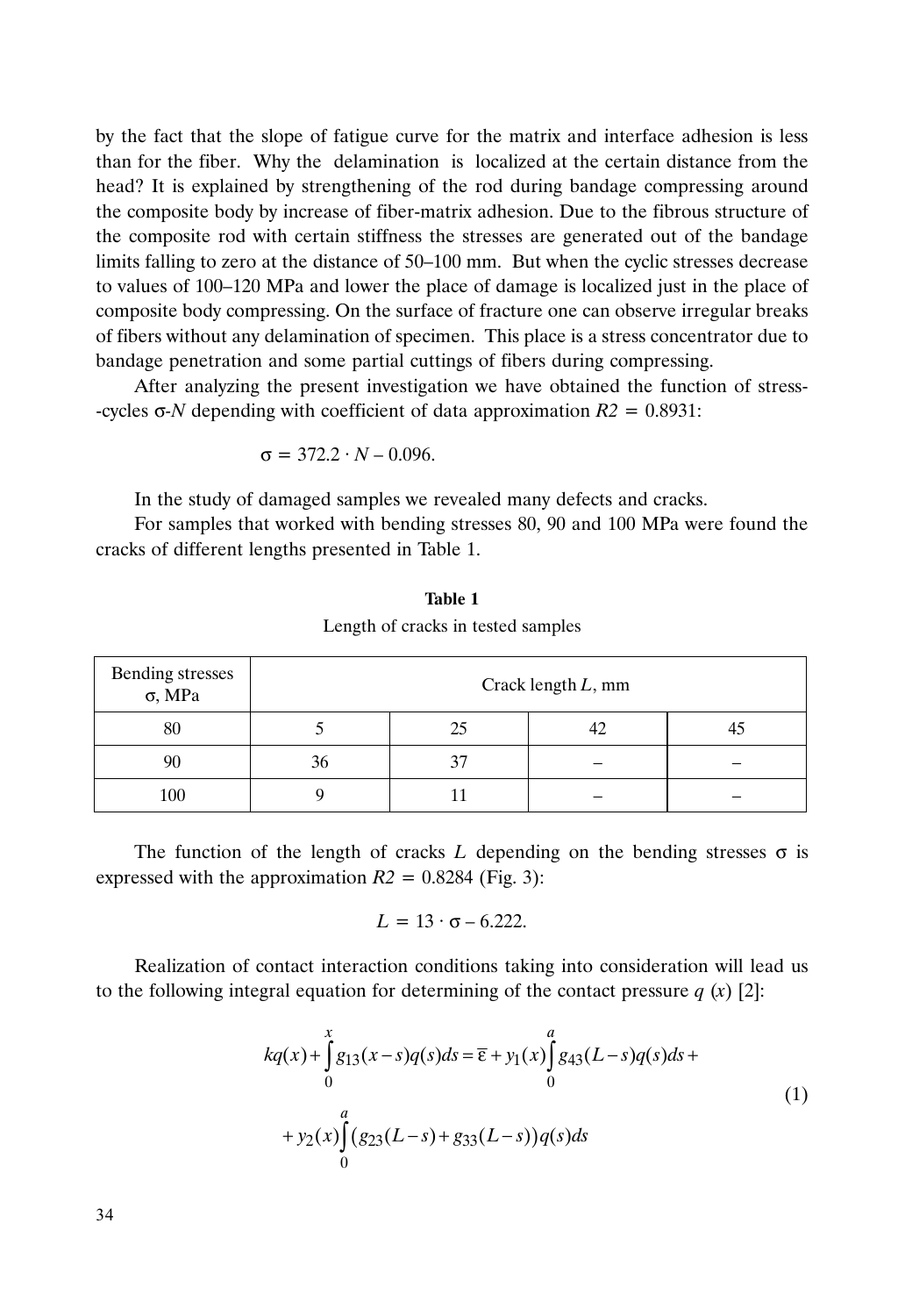by the fact that the slope of fatigue curve for the matrix and interface adhesion is less than for the fiber. Why the delamination is localized at the certain distance from the head? It is explained by strengthening of the rod during bandage compressing around the composite body by increase of fiber-matrix adhesion. Due to the fibrous structure of the composite rod with certain stiffness the stresses are generated out of the bandage limits falling to zero at the distance of 50–100 mm. But when the cyclic stresses decrease to values of 100–120 MPa and lower the place of damage is localized just in the place of composite body compressing. On the surface of fracture one can observe irregular breaks of fibers without any delamination of specimen. This place is a stress concentrator due to bandage penetration and some partial cuttings of fibers during compressing.

After analyzing the present investigation we have obtained the function of stress--cycles σ-*N* depending with coefficient of data approximation $R2 = 0.8931$:

$$\sigma = 372.2 \cdot N - 0.096.$$

In the study of damaged samples we revealed many defects and cracks.

For samples that worked with bending stresses 80, 90 and 100 MPa were found the cracks of different lengths presented in Table 1.

**Table 1**

Length of cracks in tested samples

| Bending stresses σ, MPa | Crack length *L*, mm | | | |
|---|---|---|---|---|
| 80 | 5 | 25 | 42 | 45 |
| 90 | 36 | 37 | – | – |
| 100 | 9 | 11 | – | – |

The function of the length of cracks *L* depending on the bending stresses σ is expressed with the approximation $R2 = 0.8284$ (Fig. 3):

$$L = 13 \cdot \sigma - 6.222.$$

Realization of contact interaction conditions taking into consideration will lead us to the following integral equation for determining of the contact pressure $q(x)$ [2]:

$$kq(x) + \int_0^x g_{13}(x-s)q(s)ds = \overline{\varepsilon} + y_1(x)\int_0^a g_{43}(L-s)q(s)ds + y_2(x)\int_0^a \left(g_{23}(L-s) + g_{33}(L-s)\right)q(s)ds \tag{1}$$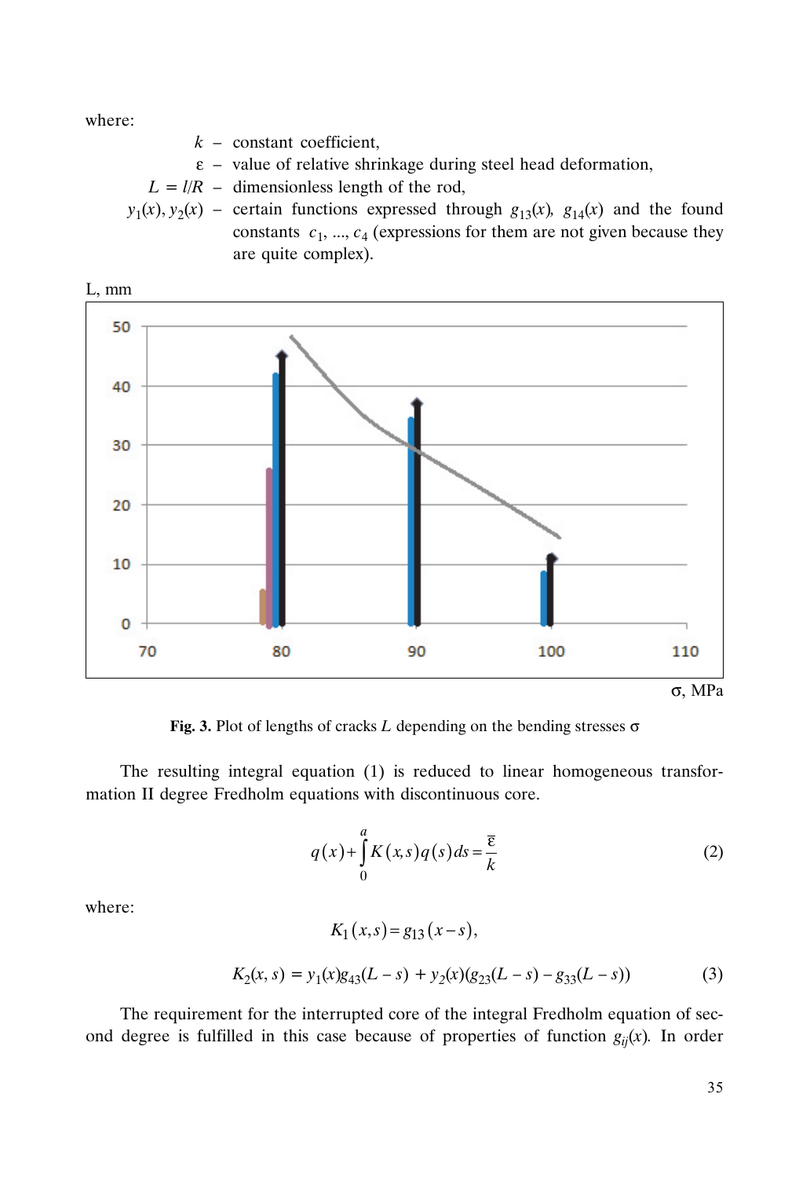where:

$k$ – constant coefficient,

$\varepsilon$ – value of relative shrinkage during steel head deformation,

$L = l/R$ – dimensionless length of the rod,

$y_1(x), y_2(x)$ – certain functions expressed through $g_{13}(x)$, $g_{14}(x)$ and the found constants $c_1$, ..., $c_4$ (expressions for them are not given because they are quite complex).

**Fig. 3.** Plot of lengths of cracks $L$ depending on the bending stresses $\sigma$

The resulting integral equation (1) is reduced to linear homogeneous transformation II degree Fredholm equations with discontinuous core.

$$q(x)+\int_0^a K(x,s)q(s)ds=\frac{\overline{\varepsilon}}{k} \tag{2}$$

where:

$$K_1(x,s)=g_{13}(x-s),$$

$$K_2(x,s) = y_1(x)g_{43}(L-s) + y_2(x)(g_{23}(L-s) - g_{33}(L-s)) \tag{3}$$

The requirement for the interrupted core of the integral Fredholm equation of second degree is fulfilled in this case because of properties of function $g_{ij}(x)$. In order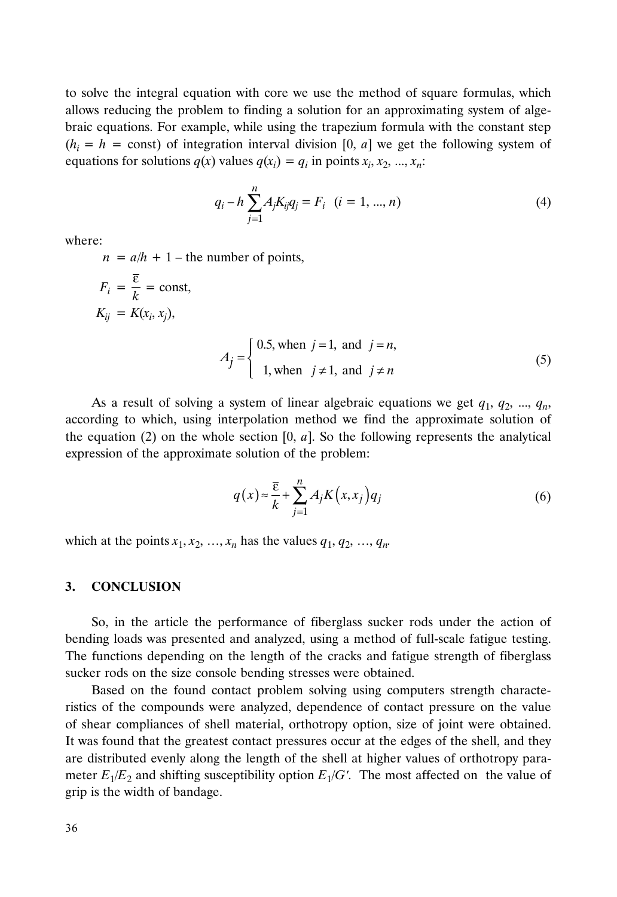to solve the integral equation with core we use the method of square formulas, which allows reducing the problem to finding a solution for an approximating system of algebraic equations. For example, while using the trapezium formula with the constant step ($h_i = h =$ const) of integration interval division $[0, a]$ we get the following system of equations for solutions $q(x)$ values $q(x_i) = q_i$ in points $x_i, x_2, ..., x_n$:

$$q_i - h\sum_{j=1}^{n} A_j K_{ij} q_j = F_i \quad (i = 1, ..., n) \tag{4}$$

where:

$n = a/h + 1$ – the number of points,

$F_i = \dfrac{\overline{\varepsilon}}{k} = \text{const},$

$K_{ij} = K(x_i, x_j),$

$$A_j = \begin{cases} 0.5, \text{when } j = 1, \text{ and } j = n, \\ 1, \text{when } j \neq 1, \text{ and } j \neq n \end{cases} \tag{5}$$

As a result of solving a system of linear algebraic equations we get $q_1, q_2, ..., q_n$, according to which, using interpolation method we find the approximate solution of the equation (2) on the whole section $[0, a]$. So the following represents the analytical expression of the approximate solution of the problem:

$$q(x) \approx \frac{\overline{\varepsilon}}{k} + \sum_{j=1}^{n} A_j K(x, x_j) q_j \tag{6}$$

which at the points $x_1, x_2, \ldots, x_n$ has the values $q_1, q_2, \ldots, q_n$.

## 3. CONCLUSION

So, in the article the performance of fiberglass sucker rods under the action of bending loads was presented and analyzed, using a method of full-scale fatigue testing. The functions depending on the length of the cracks and fatigue strength of fiberglass sucker rods on the size console bending stresses were obtained.

Based on the found contact problem solving using computers strength characteristics of the compounds were analyzed, dependence of contact pressure on the value of shear compliances of shell material, orthotropy option, size of joint were obtained. It was found that the greatest contact pressures occur at the edges of the shell, and they are distributed evenly along the length of the shell at higher values of orthotropy parameter $E_1/E_2$ and shifting susceptibility option $E_1/G'$. The most affected on the value of grip is the width of bandage.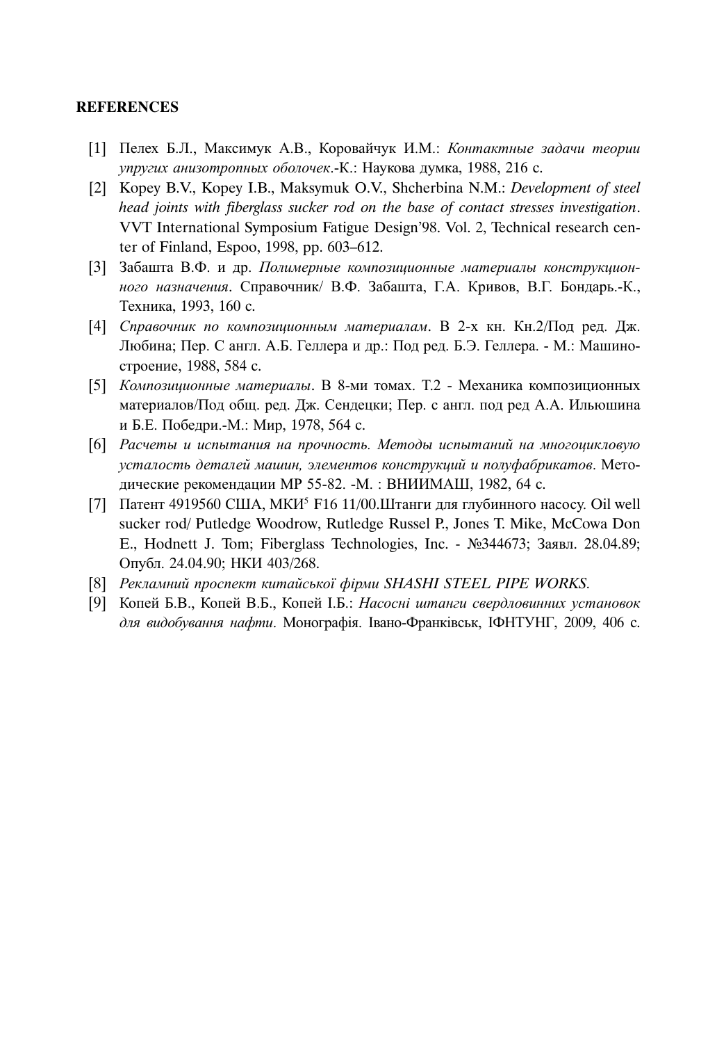## REFERENCES

[1] Пелех Б.Л., Максимук А.В., Коровайчук И.М.: *Контактные задачи теории упругих анизотропных оболочек*.-К.: Наукова думка, 1988, 216 с.

[2] Kopey B.V., Kopey I.B., Maksymuk O.V., Shcherbina N.M.: *Development of steel head joints with fiberglass sucker rod on the base of contact stresses investigation*. VVT International Symposium Fatigue Design'98. Vol. 2, Technical research center of Finland, Espoo, 1998, pp. 603–612.

[3] Забашта В.Ф. и др. *Полимерные композиционные материалы конструкционного назначения*. Справочник/ В.Ф. Забашта, Г.А. Кривов, В.Г. Бондарь.-К., Техника, 1993, 160 с.

[4] *Справочник по композиционным материалам*. В 2-х кн. Кн.2/Под ред. Дж. Любина; Пер. С англ. А.Б. Геллера и др.: Под ред. Б.Э. Геллера. - М.: Машиностроение, 1988, 584 с.

[5] *Композиционные материалы*. В 8-ми томах. Т.2 - Механика композиционных материалов/Под общ. ред. Дж. Сендецки; Пер. с англ. под ред А.А. Ильюшина и Б.Е. Победри.-М.: Мир, 1978, 564 с.

[6] *Расчеты и испытания на прочность. Методы испытаний на многоцикловую усталость деталей машин, элементов конструкций и полуфабрикатов*. Методические рекомендации МР 55-82. -М. : ВНИИМАШ, 1982, 64 с.

[7] Патент 4919560 США, МКИ[5] F16 11/00.Штанги для глубинного насосу. Oil well sucker rod/ Putledge Woodrow, Rutledge Russel P., Jones T. Mike, McCowa Don E., Hodnett J. Tom; Fiberglass Technologies, Inc. - №344673; Заявл. 28.04.89; Опубл. 24.04.90; НКИ 403/268.

[8] *Рекламний проспект китайської фірми SHASHI STEEL PIPE WORKS.*

[9] Копей Б.В., Копей В.Б., Копей І.Б.: *Насосні штанги свердловинних установок для видобування нафти*. Монографія. Івано-Франківськ, ІФНТУНГ, 2009, 406 с.